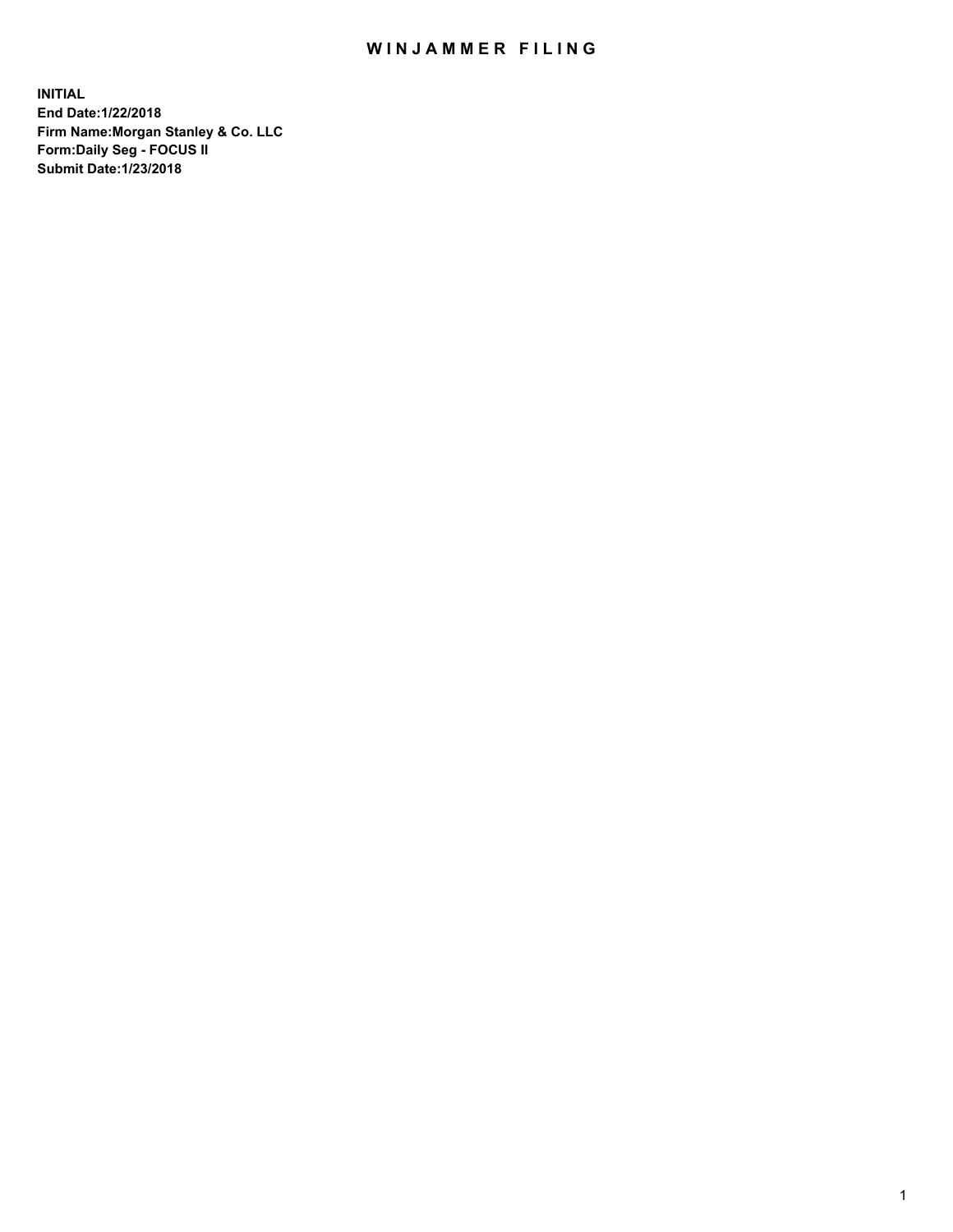# WINJAMMER FILING

**INITIAL**
**End Date:1/22/2018**
**Firm Name:Morgan Stanley & Co. LLC**
**Form:Daily Seg - FOCUS II**
**Submit Date:1/23/2018**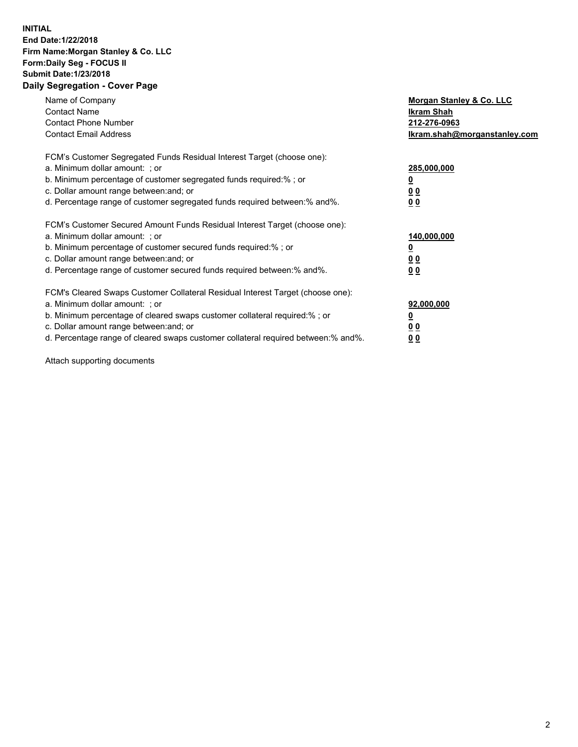**INITIAL**
**End Date:1/22/2018**
**Firm Name:Morgan Stanley & Co. LLC**
**Form:Daily Seg - FOCUS II**
**Submit Date:1/23/2018**
**Daily Segregation - Cover Page**

| | |
|---|---|
| Name of Company | **Morgan Stanley & Co. LLC** |
| Contact Name | **Ikram Shah** |
| Contact Phone Number | **212-276-0963** |
| Contact Email Address | **Ikram.shah@morganstanley.com** |

FCM's Customer Segregated Funds Residual Interest Target (choose one):

| | |
|---|---|
| a. Minimum dollar amount: ; or | **285,000,000** |
| b. Minimum percentage of customer segregated funds required:% ; or | **0** |
| c. Dollar amount range between:and; or | **0 0** |
| d. Percentage range of customer segregated funds required between:% and%. | **0 0** |

FCM's Customer Secured Amount Funds Residual Interest Target (choose one):

| | |
|---|---|
| a. Minimum dollar amount: ; or | **140,000,000** |
| b. Minimum percentage of customer secured funds required:% ; or | **0** |
| c. Dollar amount range between:and; or | **0 0** |
| d. Percentage range of customer secured funds required between:% and%. | **0 0** |

FCM's Cleared Swaps Customer Collateral Residual Interest Target (choose one):

| | |
|---|---|
| a. Minimum dollar amount: ; or | **92,000,000** |
| b. Minimum percentage of cleared swaps customer collateral required:% ; or | **0** |
| c. Dollar amount range between:and; or | **0 0** |
| d. Percentage range of cleared swaps customer collateral required between:% and%. | **0 0** |

Attach supporting documents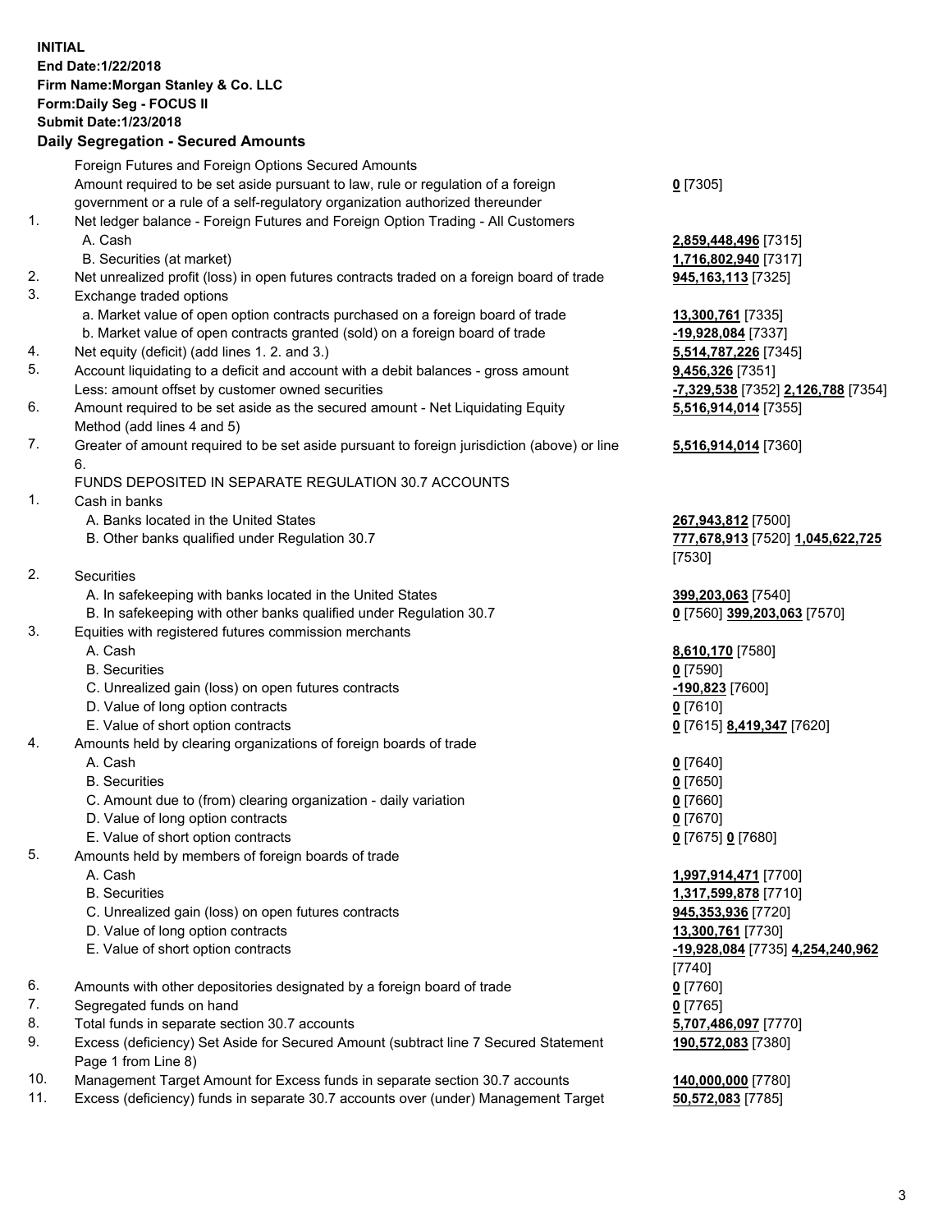**INITIAL**
**End Date:1/22/2018**
**Firm Name:Morgan Stanley & Co. LLC**
**Form:Daily Seg - FOCUS II**
**Submit Date:1/23/2018**

## Daily Segregation - Secured Amounts

| | | |
|---|---|---|
| | Foreign Futures and Foreign Options Secured Amounts | |
| | Amount required to be set aside pursuant to law, rule or regulation of a foreign government or a rule of a self-regulatory organization authorized thereunder | **0** [7305] |
| 1. | Net ledger balance - Foreign Futures and Foreign Option Trading - All Customers | |
| | A. Cash | **2,859,448,496** [7315] |
| | B. Securities (at market) | **1,716,802,940** [7317] |
| 2. | Net unrealized profit (loss) in open futures contracts traded on a foreign board of trade | **945,163,113** [7325] |
| 3. | Exchange traded options | |
| | a. Market value of open option contracts purchased on a foreign board of trade | **13,300,761** [7335] |
| | b. Market value of open contracts granted (sold) on a foreign board of trade | **-19,928,084** [7337] |
| 4. | Net equity (deficit) (add lines 1. 2. and 3.) | **5,514,787,226** [7345] |
| 5. | Account liquidating to a deficit and account with a debit balances - gross amount | **9,456,326** [7351] |
| | Less: amount offset by customer owned securities | **-7,329,538** [7352] **2,126,788** [7354] |
| 6. | Amount required to be set aside as the secured amount - Net Liquidating Equity Method (add lines 4 and 5) | **5,516,914,014** [7355] |
| 7. | Greater of amount required to be set aside pursuant to foreign jurisdiction (above) or line 6. | **5,516,914,014** [7360] |
| | FUNDS DEPOSITED IN SEPARATE REGULATION 30.7 ACCOUNTS | |
| 1. | Cash in banks | |
| | A. Banks located in the United States | **267,943,812** [7500] |
| | B. Other banks qualified under Regulation 30.7 | **777,678,913** [7520] **1,045,622,725** [7530] |
| 2. | Securities | |
| | A. In safekeeping with banks located in the United States | **399,203,063** [7540] |
| | B. In safekeeping with other banks qualified under Regulation 30.7 | **0** [7560] **399,203,063** [7570] |
| 3. | Equities with registered futures commission merchants | |
| | A. Cash | **8,610,170** [7580] |
| | B. Securities | **0** [7590] |
| | C. Unrealized gain (loss) on open futures contracts | **-190,823** [7600] |
| | D. Value of long option contracts | **0** [7610] |
| | E. Value of short option contracts | **0** [7615] **8,419,347** [7620] |
| 4. | Amounts held by clearing organizations of foreign boards of trade | |
| | A. Cash | **0** [7640] |
| | B. Securities | **0** [7650] |
| | C. Amount due to (from) clearing organization - daily variation | **0** [7660] |
| | D. Value of long option contracts | **0** [7670] |
| | E. Value of short option contracts | **0** [7675] **0** [7680] |
| 5. | Amounts held by members of foreign boards of trade | |
| | A. Cash | **1,997,914,471** [7700] |
| | B. Securities | **1,317,599,878** [7710] |
| | C. Unrealized gain (loss) on open futures contracts | **945,353,936** [7720] |
| | D. Value of long option contracts | **13,300,761** [7730] |
| | E. Value of short option contracts | **-19,928,084** [7735] **4,254,240,962** [7740] |
| 6. | Amounts with other depositories designated by a foreign board of trade | **0** [7760] |
| 7. | Segregated funds on hand | **0** [7765] |
| 8. | Total funds in separate section 30.7 accounts | **5,707,486,097** [7770] |
| 9. | Excess (deficiency) Set Aside for Secured Amount (subtract line 7 Secured Statement Page 1 from Line 8) | **190,572,083** [7380] |
| 10. | Management Target Amount for Excess funds in separate section 30.7 accounts | **140,000,000** [7780] |
| 11. | Excess (deficiency) funds in separate 30.7 accounts over (under) Management Target | **50,572,083** [7785] |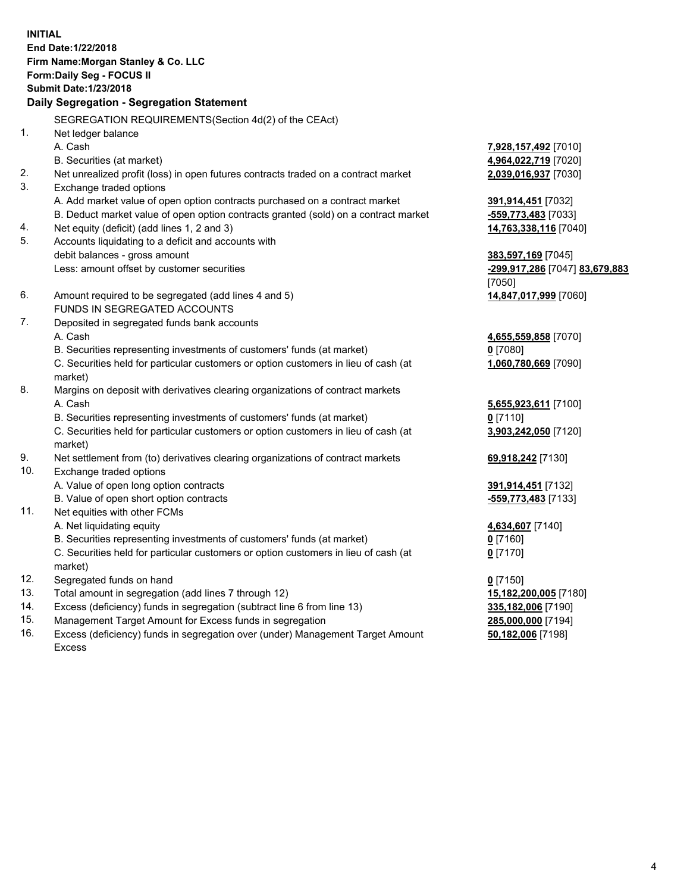**INITIAL**
**End Date:1/22/2018**
**Firm Name:Morgan Stanley & Co. LLC**
**Form:Daily Seg - FOCUS II**
**Submit Date:1/23/2018**

## Daily Segregation - Segregation Statement

SEGREGATION REQUIREMENTS(Section 4d(2) of the CEAct)

| | | |
|---|---|---|
| 1. | Net ledger balance | |
| | A. Cash | **7,928,157,492** [7010] |
| | B. Securities (at market) | **4,964,022,719** [7020] |
| 2. | Net unrealized profit (loss) in open futures contracts traded on a contract market | **2,039,016,937** [7030] |
| 3. | Exchange traded options | |
| | A. Add market value of open option contracts purchased on a contract market | **391,914,451** [7032] |
| | B. Deduct market value of open option contracts granted (sold) on a contract market | **-559,773,483** [7033] |
| 4. | Net equity (deficit) (add lines 1, 2 and 3) | **14,763,338,116** [7040] |
| 5. | Accounts liquidating to a deficit and accounts with debit balances - gross amount | **383,597,169** [7045] |
| | Less: amount offset by customer securities | **-299,917,286** [7047] **83,679,883** [7050] |
| 6. | Amount required to be segregated (add lines 4 and 5) | **14,847,017,999** [7060] |
| | FUNDS IN SEGREGATED ACCOUNTS | |
| 7. | Deposited in segregated funds bank accounts | |
| | A. Cash | **4,655,559,858** [7070] |
| | B. Securities representing investments of customers' funds (at market) | **0** [7080] |
| | C. Securities held for particular customers or option customers in lieu of cash (at market) | **1,060,780,669** [7090] |
| 8. | Margins on deposit with derivatives clearing organizations of contract markets | |
| | A. Cash | **5,655,923,611** [7100] |
| | B. Securities representing investments of customers' funds (at market) | **0** [7110] |
| | C. Securities held for particular customers or option customers in lieu of cash (at market) | **3,903,242,050** [7120] |
| 9. | Net settlement from (to) derivatives clearing organizations of contract markets | **69,918,242** [7130] |
| 10. | Exchange traded options | |
| | A. Value of open long option contracts | **391,914,451** [7132] |
| | B. Value of open short option contracts | **-559,773,483** [7133] |
| 11. | Net equities with other FCMs | |
| | A. Net liquidating equity | **4,634,607** [7140] |
| | B. Securities representing investments of customers' funds (at market) | **0** [7160] |
| | C. Securities held for particular customers or option customers in lieu of cash (at market) | **0** [7170] |
| 12. | Segregated funds on hand | **0** [7150] |
| 13. | Total amount in segregation (add lines 7 through 12) | **15,182,200,005** [7180] |
| 14. | Excess (deficiency) funds in segregation (subtract line 6 from line 13) | **335,182,006** [7190] |
| 15. | Management Target Amount for Excess funds in segregation | **285,000,000** [7194] |
| 16. | Excess (deficiency) funds in segregation over (under) Management Target Amount Excess | **50,182,006** [7198] |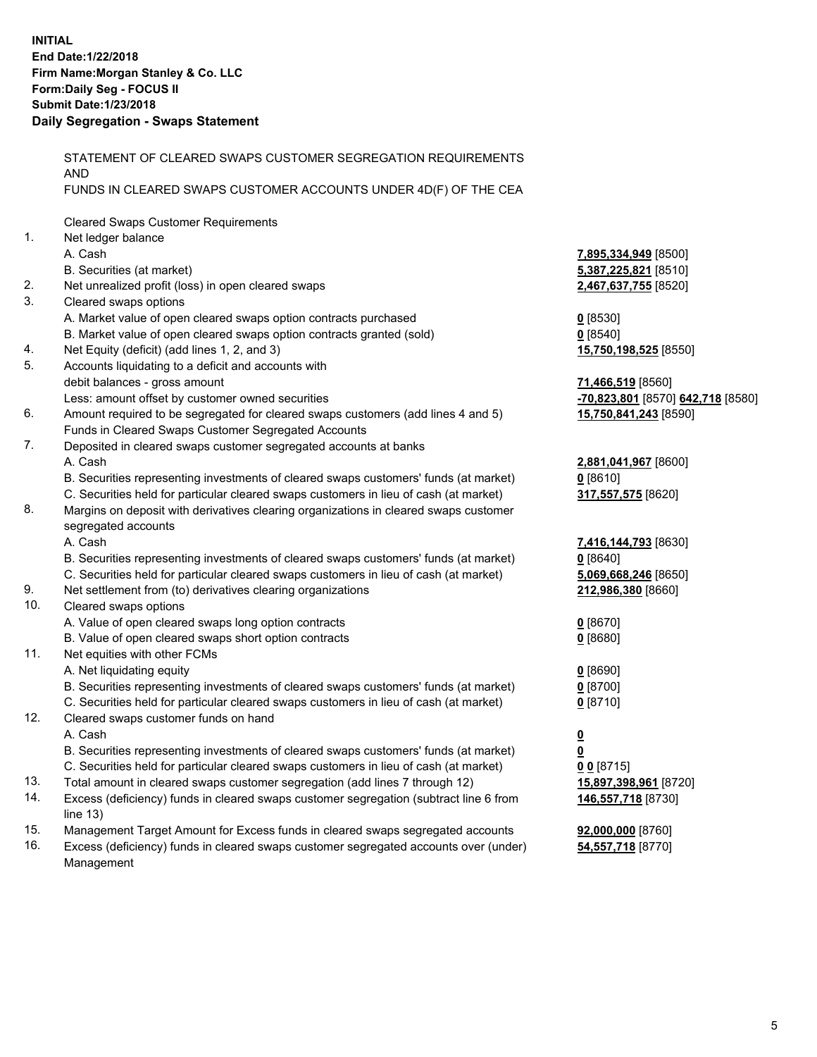**INITIAL**
**End Date:1/22/2018**
**Firm Name:Morgan Stanley & Co. LLC**
**Form:Daily Seg - FOCUS II**
**Submit Date:1/23/2018**
**Daily Segregation - Swaps Statement**

STATEMENT OF CLEARED SWAPS CUSTOMER SEGREGATION REQUIREMENTS AND FUNDS IN CLEARED SWAPS CUSTOMER ACCOUNTS UNDER 4D(F) OF THE CEA

| | | |
|---|---|---|
| | Cleared Swaps Customer Requirements | |
| 1. | Net ledger balance | |
| | A. Cash | **7,895,334,949** [8500] |
| | B. Securities (at market) | **5,387,225,821** [8510] |
| 2. | Net unrealized profit (loss) in open cleared swaps | **2,467,637,755** [8520] |
| 3. | Cleared swaps options | |
| | A. Market value of open cleared swaps option contracts purchased | **0** [8530] |
| | B. Market value of open cleared swaps option contracts granted (sold) | **0** [8540] |
| 4. | Net Equity (deficit) (add lines 1, 2, and 3) | **15,750,198,525** [8550] |
| 5. | Accounts liquidating to a deficit and accounts with debit balances - gross amount | **71,466,519** [8560] |
| | Less: amount offset by customer owned securities | **-70,823,801** [8570] **642,718** [8580] |
| 6. | Amount required to be segregated for cleared swaps customers (add lines 4 and 5) | **15,750,841,243** [8590] |
| | Funds in Cleared Swaps Customer Segregated Accounts | |
| 7. | Deposited in cleared swaps customer segregated accounts at banks | |
| | A. Cash | **2,881,041,967** [8600] |
| | B. Securities representing investments of cleared swaps customers' funds (at market) | **0** [8610] |
| | C. Securities held for particular cleared swaps customers in lieu of cash (at market) | **317,557,575** [8620] |
| 8. | Margins on deposit with derivatives clearing organizations in cleared swaps customer segregated accounts | |
| | A. Cash | **7,416,144,793** [8630] |
| | B. Securities representing investments of cleared swaps customers' funds (at market) | **0** [8640] |
| | C. Securities held for particular cleared swaps customers in lieu of cash (at market) | **5,069,668,246** [8650] |
| 9. | Net settlement from (to) derivatives clearing organizations | **212,986,380** [8660] |
| 10. | Cleared swaps options | |
| | A. Value of open cleared swaps long option contracts | **0** [8670] |
| | B. Value of open cleared swaps short option contracts | **0** [8680] |
| 11. | Net equities with other FCMs | |
| | A. Net liquidating equity | **0** [8690] |
| | B. Securities representing investments of cleared swaps customers' funds (at market) | **0** [8700] |
| | C. Securities held for particular cleared swaps customers in lieu of cash (at market) | **0** [8710] |
| 12. | Cleared swaps customer funds on hand | |
| | A. Cash | **0** |
| | B. Securities representing investments of cleared swaps customers' funds (at market) | **0** |
| | C. Securities held for particular cleared swaps customers in lieu of cash (at market) | **0** **0** [8715] |
| 13. | Total amount in cleared swaps customer segregation (add lines 7 through 12) | **15,897,398,961** [8720] |
| 14. | Excess (deficiency) funds in cleared swaps customer segregation (subtract line 6 from line 13) | **146,557,718** [8730] |
| 15. | Management Target Amount for Excess funds in cleared swaps segregated accounts | **92,000,000** [8760] |
| 16. | Excess (deficiency) funds in cleared swaps customer segregated accounts over (under) Management | **54,557,718** [8770] |